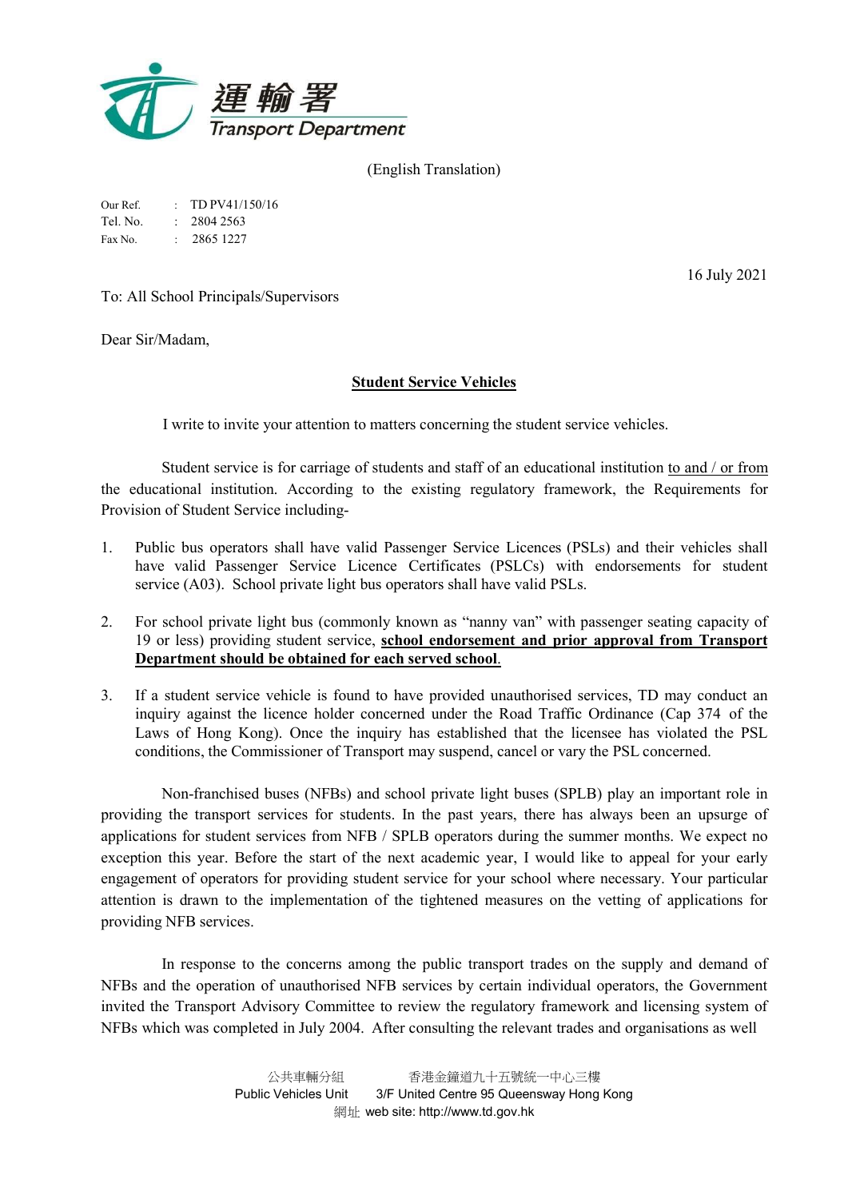運輸署
Transport Department

(English Translation)

Our Ref. : TD PV41/150/16
Tel. No. : 2804 2563
Fax No. : 2865 1227

16 July 2021

To: All School Principals/Supervisors

Dear Sir/Madam,

**Student Service Vehicles**

I write to invite your attention to matters concerning the student service vehicles.

Student service is for carriage of students and staff of an educational institution to and / or from the educational institution. According to the existing regulatory framework, the Requirements for Provision of Student Service including-

1. Public bus operators shall have valid Passenger Service Licences (PSLs) and their vehicles shall have valid Passenger Service Licence Certificates (PSLCs) with endorsements for student service (A03). School private light bus operators shall have valid PSLs.

2. For school private light bus (commonly known as "nanny van" with passenger seating capacity of 19 or less) providing student service, **school endorsement and prior approval from Transport Department should be obtained for each served school**.

3. If a student service vehicle is found to have provided unauthorised services, TD may conduct an inquiry against the licence holder concerned under the Road Traffic Ordinance (Cap 374 of the Laws of Hong Kong). Once the inquiry has established that the licensee has violated the PSL conditions, the Commissioner of Transport may suspend, cancel or vary the PSL concerned.

Non-franchised buses (NFBs) and school private light buses (SPLB) play an important role in providing the transport services for students. In the past years, there has always been an upsurge of applications for student services from NFB / SPLB operators during the summer months. We expect no exception this year. Before the start of the next academic year, I would like to appeal for your early engagement of operators for providing student service for your school where necessary. Your particular attention is drawn to the implementation of the tightened measures on the vetting of applications for providing NFB services.

In response to the concerns among the public transport trades on the supply and demand of NFBs and the operation of unauthorised NFB services by certain individual operators, the Government invited the Transport Advisory Committee to review the regulatory framework and licensing system of NFBs which was completed in July 2004. After consulting the relevant trades and organisations as well

公共車輛分組 Public Vehicles Unit 香港金鐘道九十五號統一中心三樓 3/F United Centre 95 Queensway Hong Kong
網址 web site: http://www.td.gov.hk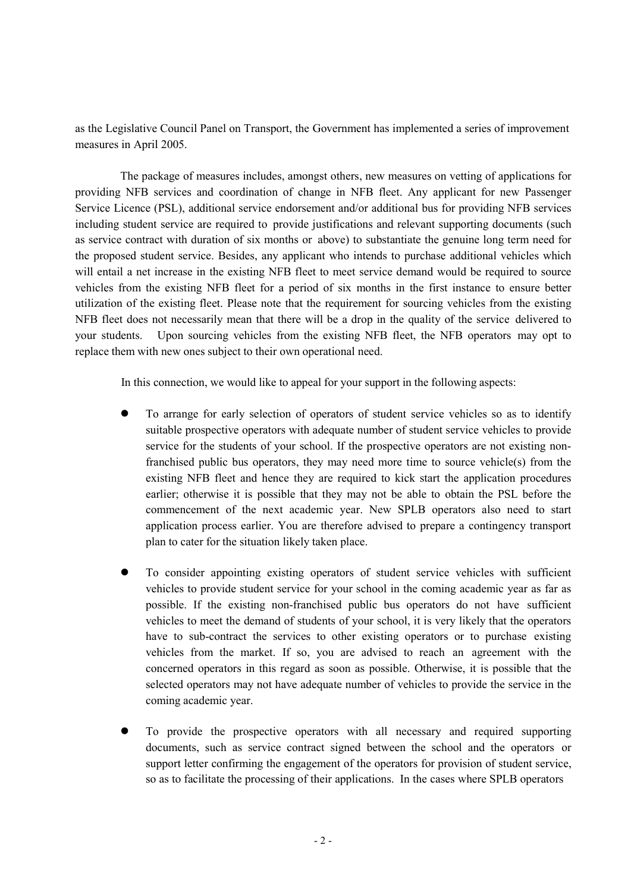as the Legislative Council Panel on Transport, the Government has implemented a series of improvement measures in April 2005.

The package of measures includes, amongst others, new measures on vetting of applications for providing NFB services and coordination of change in NFB fleet. Any applicant for new Passenger Service Licence (PSL), additional service endorsement and/or additional bus for providing NFB services including student service are required to provide justifications and relevant supporting documents (such as service contract with duration of six months or above) to substantiate the genuine long term need for the proposed student service. Besides, any applicant who intends to purchase additional vehicles which will entail a net increase in the existing NFB fleet to meet service demand would be required to source vehicles from the existing NFB fleet for a period of six months in the first instance to ensure better utilization of the existing fleet. Please note that the requirement for sourcing vehicles from the existing NFB fleet does not necessarily mean that there will be a drop in the quality of the service delivered to your students. Upon sourcing vehicles from the existing NFB fleet, the NFB operators may opt to replace them with new ones subject to their own operational need.

In this connection, we would like to appeal for your support in the following aspects:

- To arrange for early selection of operators of student service vehicles so as to identify suitable prospective operators with adequate number of student service vehicles to provide service for the students of your school. If the prospective operators are not existing non-franchised public bus operators, they may need more time to source vehicle(s) from the existing NFB fleet and hence they are required to kick start the application procedures earlier; otherwise it is possible that they may not be able to obtain the PSL before the commencement of the next academic year. New SPLB operators also need to start application process earlier. You are therefore advised to prepare a contingency transport plan to cater for the situation likely taken place.

- To consider appointing existing operators of student service vehicles with sufficient vehicles to provide student service for your school in the coming academic year as far as possible. If the existing non-franchised public bus operators do not have sufficient vehicles to meet the demand of students of your school, it is very likely that the operators have to sub-contract the services to other existing operators or to purchase existing vehicles from the market. If so, you are advised to reach an agreement with the concerned operators in this regard as soon as possible. Otherwise, it is possible that the selected operators may not have adequate number of vehicles to provide the service in the coming academic year.

- To provide the prospective operators with all necessary and required supporting documents, such as service contract signed between the school and the operators or support letter confirming the engagement of the operators for provision of student service, so as to facilitate the processing of their applications. In the cases where SPLB operators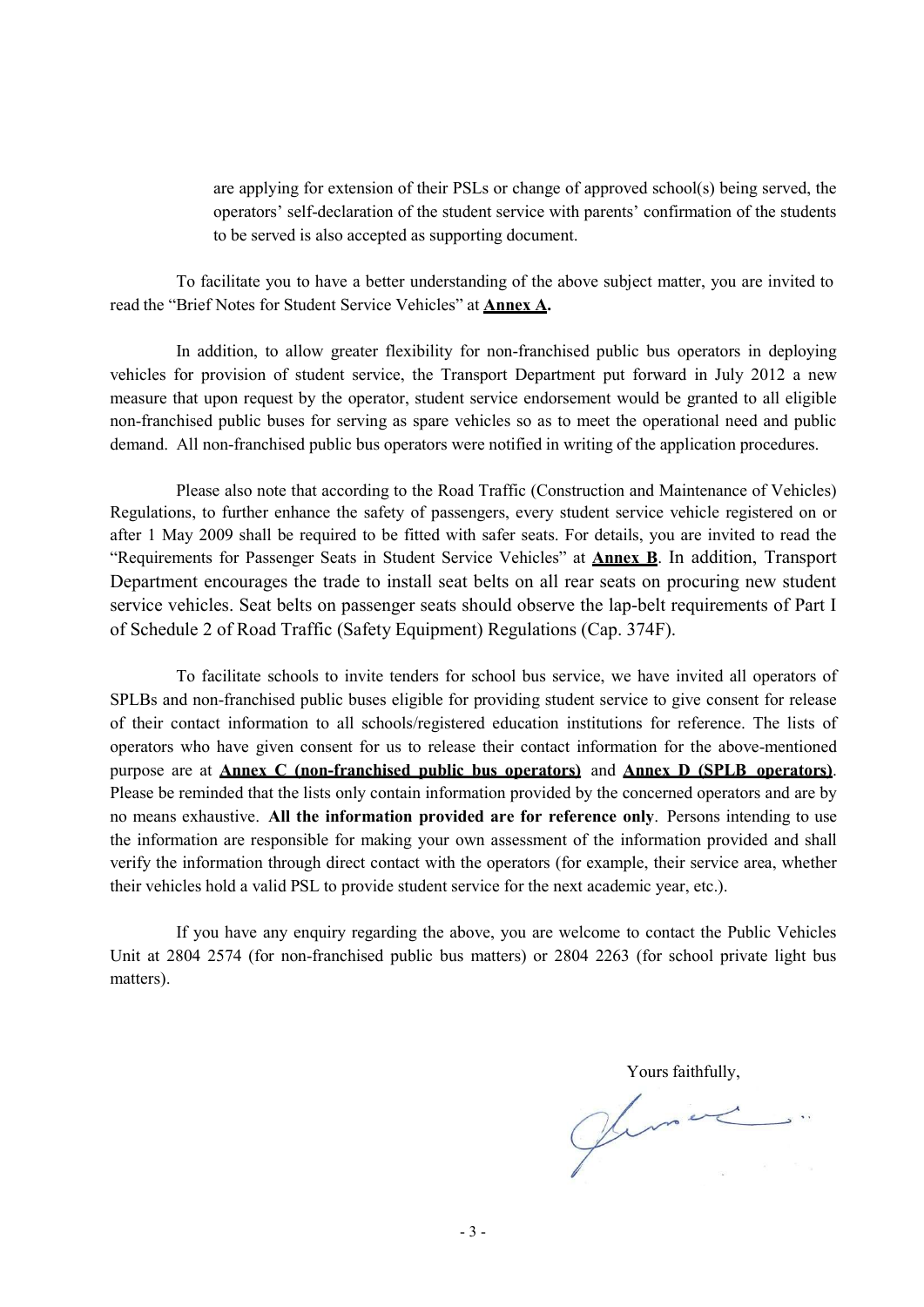are applying for extension of their PSLs or change of approved school(s) being served, the operators' self-declaration of the student service with parents' confirmation of the students to be served is also accepted as supporting document.

To facilitate you to have a better understanding of the above subject matter, you are invited to read the "Brief Notes for Student Service Vehicles" at **Annex A.**

In addition, to allow greater flexibility for non-franchised public bus operators in deploying vehicles for provision of student service, the Transport Department put forward in July 2012 a new measure that upon request by the operator, student service endorsement would be granted to all eligible non-franchised public buses for serving as spare vehicles so as to meet the operational need and public demand. All non-franchised public bus operators were notified in writing of the application procedures.

Please also note that according to the Road Traffic (Construction and Maintenance of Vehicles) Regulations, to further enhance the safety of passengers, every student service vehicle registered on or after 1 May 2009 shall be required to be fitted with safer seats. For details, you are invited to read the "Requirements for Passenger Seats in Student Service Vehicles" at **Annex B**. In addition, Transport Department encourages the trade to install seat belts on all rear seats on procuring new student service vehicles. Seat belts on passenger seats should observe the lap-belt requirements of Part I of Schedule 2 of Road Traffic (Safety Equipment) Regulations (Cap. 374F).

To facilitate schools to invite tenders for school bus service, we have invited all operators of SPLBs and non-franchised public buses eligible for providing student service to give consent for release of their contact information to all schools/registered education institutions for reference. The lists of operators who have given consent for us to release their contact information for the above-mentioned purpose are at **Annex C (non-franchised public bus operators)** and **Annex D (SPLB operators)**. Please be reminded that the lists only contain information provided by the concerned operators and are by no means exhaustive. **All the information provided are for reference only**. Persons intending to use the information are responsible for making your own assessment of the information provided and shall verify the information through direct contact with the operators (for example, their service area, whether their vehicles hold a valid PSL to provide student service for the next academic year, etc.).

If you have any enquiry regarding the above, you are welcome to contact the Public Vehicles Unit at 2804 2574 (for non-franchised public bus matters) or 2804 2263 (for school private light bus matters).

Yours faithfully,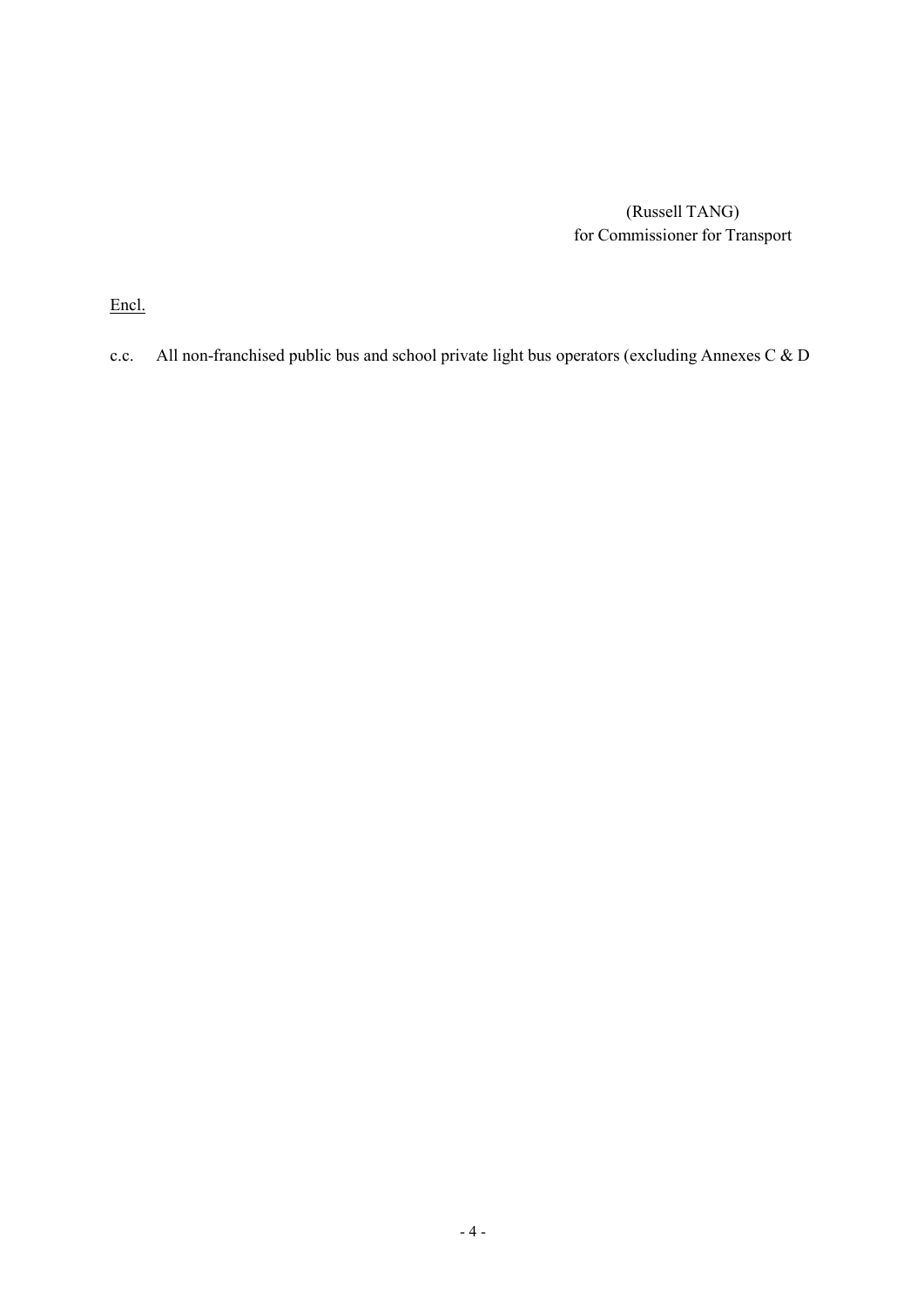(Russell TANG)
for Commissioner for Transport

<u>Encl.</u>

c.c. All non-franchised public bus and school private light bus operators (excluding Annexes C & D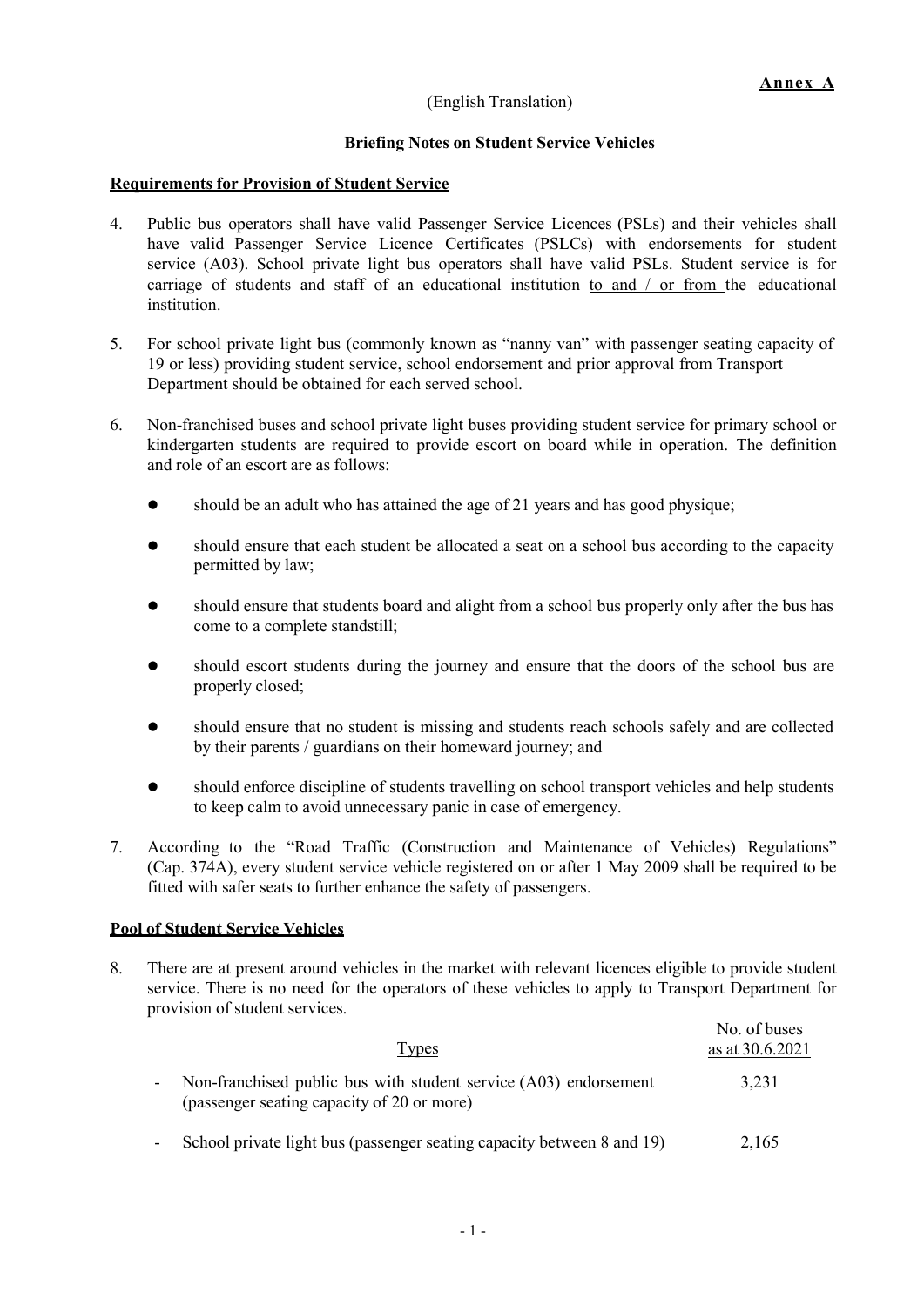**Annex A**

(English Translation)

**Briefing Notes on Student Service Vehicles**

**Requirements for Provision of Student Service**

4. Public bus operators shall have valid Passenger Service Licences (PSLs) and their vehicles shall have valid Passenger Service Licence Certificates (PSLCs) with endorsements for student service (A03). School private light bus operators shall have valid PSLs. Student service is for carriage of students and staff of an educational institution to and / or from the educational institution.

5. For school private light bus (commonly known as "nanny van" with passenger seating capacity of 19 or less) providing student service, school endorsement and prior approval from Transport Department should be obtained for each served school.

6. Non-franchised buses and school private light buses providing student service for primary school or kindergarten students are required to provide escort on board while in operation. The definition and role of an escort are as follows:

   - should be an adult who has attained the age of 21 years and has good physique;
   - should ensure that each student be allocated a seat on a school bus according to the capacity permitted by law;
   - should ensure that students board and alight from a school bus properly only after the bus has come to a complete standstill;
   - should escort students during the journey and ensure that the doors of the school bus are properly closed;
   - should ensure that no student is missing and students reach schools safely and are collected by their parents / guardians on their homeward journey; and
   - should enforce discipline of students travelling on school transport vehicles and help students to keep calm to avoid unnecessary panic in case of emergency.

7. According to the "Road Traffic (Construction and Maintenance of Vehicles) Regulations" (Cap. 374A), every student service vehicle registered on or after 1 May 2009 shall be required to be fitted with safer seats to further enhance the safety of passengers.

**Pool of Student Service Vehicles**

8. There are at present around vehicles in the market with relevant licences eligible to provide student service. There is no need for the operators of these vehicles to apply to Transport Department for provision of student services.

| Types | No. of buses as at 30.6.2021 |
|---|---|
| - Non-franchised public bus with student service (A03) endorsement (passenger seating capacity of 20 or more) | 3,231 |
| - School private light bus (passenger seating capacity between 8 and 19) | 2,165 |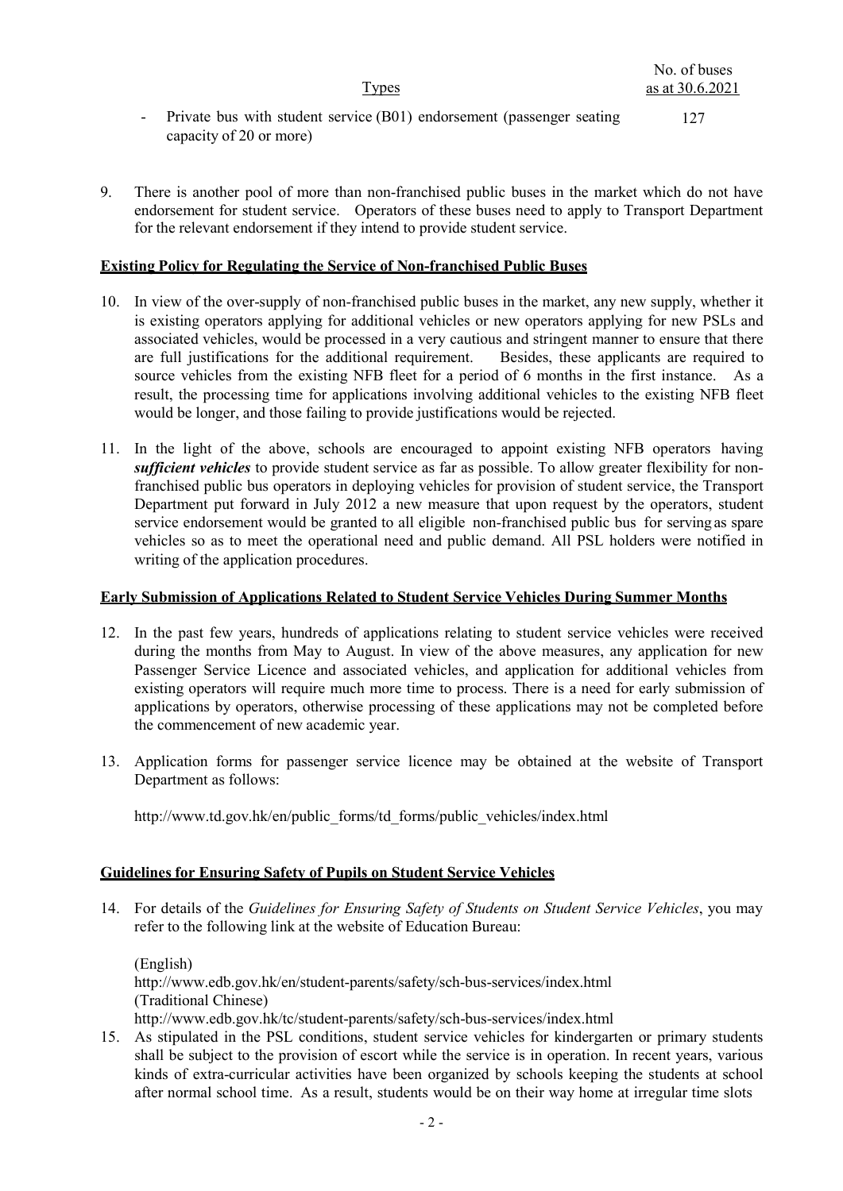| Types | No. of buses as at 30.6.2021 |
| --- | --- |
| - Private bus with student service (B01) endorsement (passenger seating capacity of 20 or more) | 127 |

9. There is another pool of more than non-franchised public buses in the market which do not have endorsement for student service. Operators of these buses need to apply to Transport Department for the relevant endorsement if they intend to provide student service.

**Existing Policy for Regulating the Service of Non-franchised Public Buses**

10. In view of the over-supply of non-franchised public buses in the market, any new supply, whether it is existing operators applying for additional vehicles or new operators applying for new PSLs and associated vehicles, would be processed in a very cautious and stringent manner to ensure that there are full justifications for the additional requirement. Besides, these applicants are required to source vehicles from the existing NFB fleet for a period of 6 months in the first instance. As a result, the processing time for applications involving additional vehicles to the existing NFB fleet would be longer, and those failing to provide justifications would be rejected.

11. In the light of the above, schools are encouraged to appoint existing NFB operators having ***sufficient vehicles*** to provide student service as far as possible. To allow greater flexibility for non-franchised public bus operators in deploying vehicles for provision of student service, the Transport Department put forward in July 2012 a new measure that upon request by the operators, student service endorsement would be granted to all eligible non-franchised public bus for serving as spare vehicles so as to meet the operational need and public demand. All PSL holders were notified in writing of the application procedures.

**Early Submission of Applications Related to Student Service Vehicles During Summer Months**

12. In the past few years, hundreds of applications relating to student service vehicles were received during the months from May to August. In view of the above measures, any application for new Passenger Service Licence and associated vehicles, and application for additional vehicles from existing operators will require much more time to process. There is a need for early submission of applications by operators, otherwise processing of these applications may not be completed before the commencement of new academic year.

13. Application forms for passenger service licence may be obtained at the website of Transport Department as follows:

    http://www.td.gov.hk/en/public_forms/td_forms/public_vehicles/index.html

**Guidelines for Ensuring Safety of Pupils on Student Service Vehicles**

14. For details of the *Guidelines for Ensuring Safety of Students on Student Service Vehicles*, you may refer to the following link at the website of Education Bureau:

    (English)
    http://www.edb.gov.hk/en/student-parents/safety/sch-bus-services/index.html
    (Traditional Chinese)
    http://www.edb.gov.hk/tc/student-parents/safety/sch-bus-services/index.html

15. As stipulated in the PSL conditions, student service vehicles for kindergarten or primary students shall be subject to the provision of escort while the service is in operation. In recent years, various kinds of extra-curricular activities have been organized by schools keeping the students at school after normal school time. As a result, students would be on their way home at irregular time slots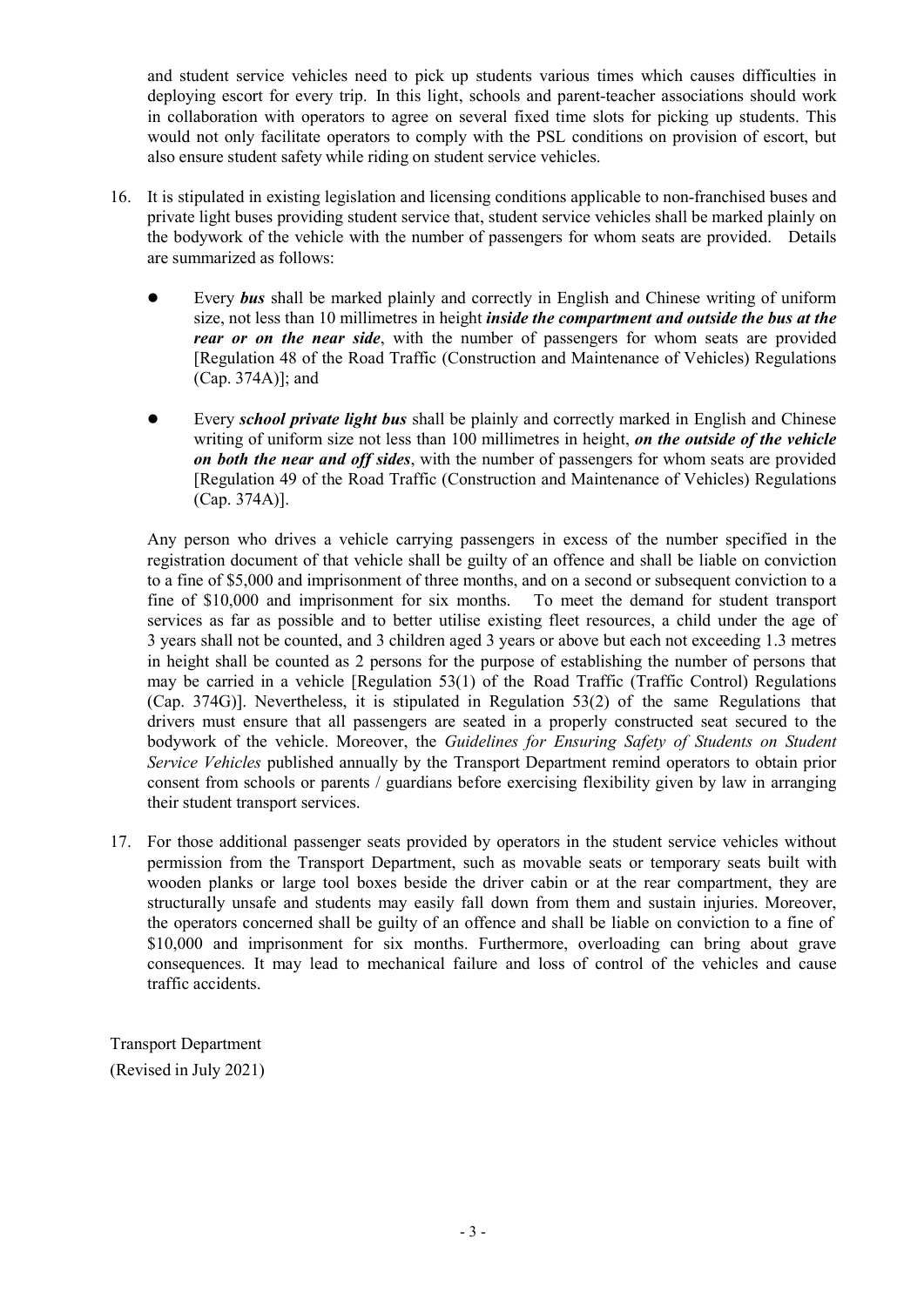and student service vehicles need to pick up students various times which causes difficulties in deploying escort for every trip. In this light, schools and parent-teacher associations should work in collaboration with operators to agree on several fixed time slots for picking up students. This would not only facilitate operators to comply with the PSL conditions on provision of escort, but also ensure student safety while riding on student service vehicles.

16. It is stipulated in existing legislation and licensing conditions applicable to non-franchised buses and private light buses providing student service that, student service vehicles shall be marked plainly on the bodywork of the vehicle with the number of passengers for whom seats are provided. Details are summarized as follows:

    - Every ***bus*** shall be marked plainly and correctly in English and Chinese writing of uniform size, not less than 10 millimetres in height ***inside the compartment and outside the bus at the rear or on the near side***, with the number of passengers for whom seats are provided [Regulation 48 of the Road Traffic (Construction and Maintenance of Vehicles) Regulations (Cap. 374A)]; and

    - Every ***school private light bus*** shall be plainly and correctly marked in English and Chinese writing of uniform size not less than 100 millimetres in height, ***on the outside of the vehicle on both the near and off sides***, with the number of passengers for whom seats are provided [Regulation 49 of the Road Traffic (Construction and Maintenance of Vehicles) Regulations (Cap. 374A)].

    Any person who drives a vehicle carrying passengers in excess of the number specified in the registration document of that vehicle shall be guilty of an offence and shall be liable on conviction to a fine of $5,000 and imprisonment of three months, and on a second or subsequent conviction to a fine of $10,000 and imprisonment for six months. To meet the demand for student transport services as far as possible and to better utilise existing fleet resources, a child under the age of 3 years shall not be counted, and 3 children aged 3 years or above but each not exceeding 1.3 metres in height shall be counted as 2 persons for the purpose of establishing the number of persons that may be carried in a vehicle [Regulation 53(1) of the Road Traffic (Traffic Control) Regulations (Cap. 374G)]. Nevertheless, it is stipulated in Regulation 53(2) of the same Regulations that drivers must ensure that all passengers are seated in a properly constructed seat secured to the bodywork of the vehicle. Moreover, the *Guidelines for Ensuring Safety of Students on Student Service Vehicles* published annually by the Transport Department remind operators to obtain prior consent from schools or parents / guardians before exercising flexibility given by law in arranging their student transport services.

17. For those additional passenger seats provided by operators in the student service vehicles without permission from the Transport Department, such as movable seats or temporary seats built with wooden planks or large tool boxes beside the driver cabin or at the rear compartment, they are structurally unsafe and students may easily fall down from them and sustain injuries. Moreover, the operators concerned shall be guilty of an offence and shall be liable on conviction to a fine of $10,000 and imprisonment for six months. Furthermore, overloading can bring about grave consequences. It may lead to mechanical failure and loss of control of the vehicles and cause traffic accidents.

Transport Department
(Revised in July 2021)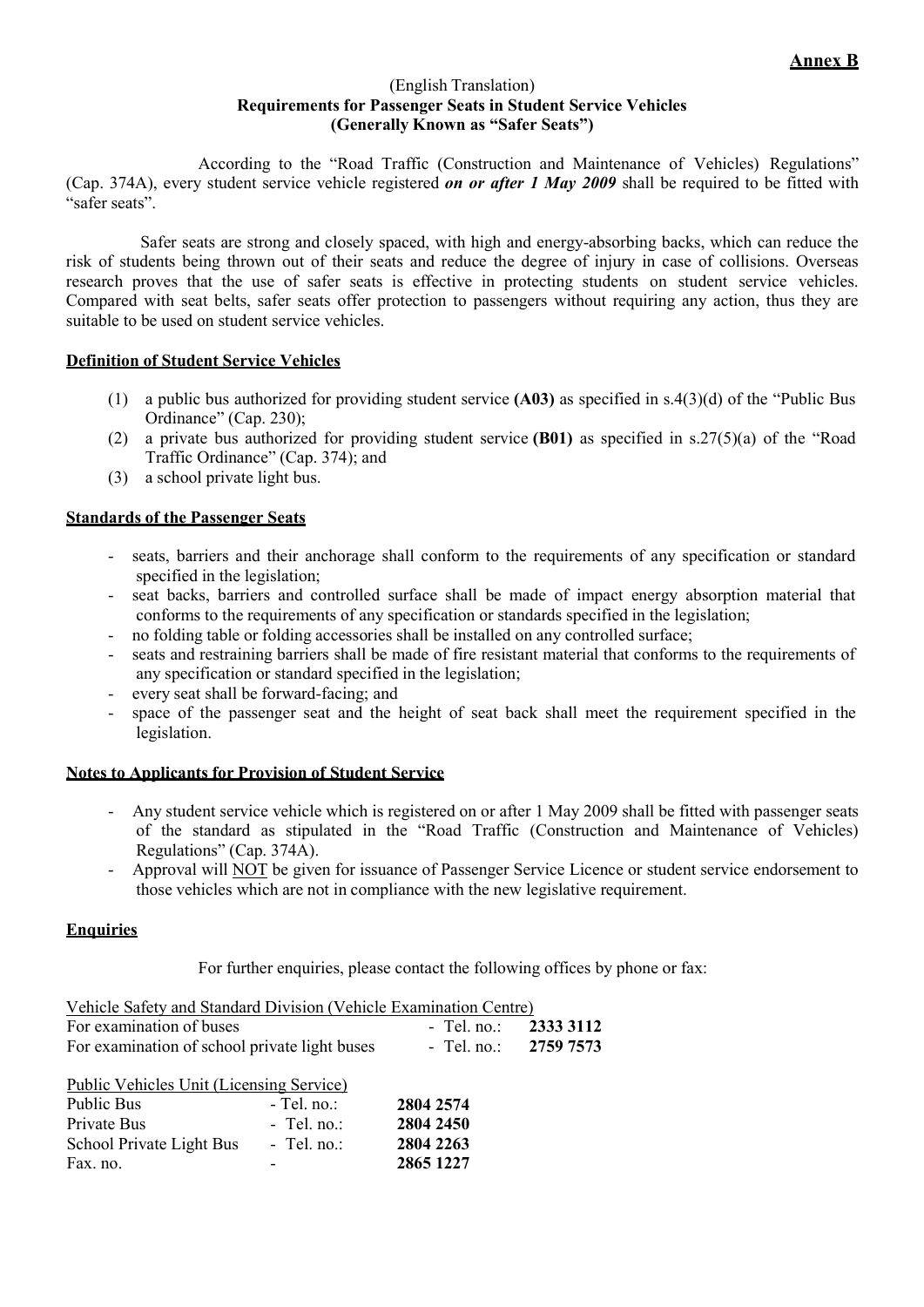**Annex B**

(English Translation)

**Requirements for Passenger Seats in Student Service Vehicles**
**(Generally Known as "Safer Seats")**

According to the "Road Traffic (Construction and Maintenance of Vehicles) Regulations" (Cap. 374A), every student service vehicle registered ***on or after 1 May 2009*** shall be required to be fitted with "safer seats".

Safer seats are strong and closely spaced, with high and energy-absorbing backs, which can reduce the risk of students being thrown out of their seats and reduce the degree of injury in case of collisions. Overseas research proves that the use of safer seats is effective in protecting students on student service vehicles. Compared with seat belts, safer seats offer protection to passengers without requiring any action, thus they are suitable to be used on student service vehicles.

**<u>Definition of Student Service Vehicles</u>**

(1) a public bus authorized for providing student service **(A03)** as specified in s.4(3)(d) of the "Public Bus Ordinance" (Cap. 230);
(2) a private bus authorized for providing student service **(B01)** as specified in s.27(5)(a) of the "Road Traffic Ordinance" (Cap. 374); and
(3) a school private light bus.

**<u>Standards of the Passenger Seats</u>**

- seats, barriers and their anchorage shall conform to the requirements of any specification or standard specified in the legislation;
- seat backs, barriers and controlled surface shall be made of impact energy absorption material that conforms to the requirements of any specification or standards specified in the legislation;
- no folding table or folding accessories shall be installed on any controlled surface;
- seats and restraining barriers shall be made of fire resistant material that conforms to the requirements of any specification or standard specified in the legislation;
- every seat shall be forward-facing; and
- space of the passenger seat and the height of seat back shall meet the requirement specified in the legislation.

**<u>Notes to Applicants for Provision of Student Service</u>**

- Any student service vehicle which is registered on or after 1 May 2009 shall be fitted with passenger seats of the standard as stipulated in the "Road Traffic (Construction and Maintenance of Vehicles) Regulations" (Cap. 374A).
- Approval will <u>NOT</u> be given for issuance of Passenger Service Licence or student service endorsement to those vehicles which are not in compliance with the new legislative requirement.

**<u>Enquiries</u>**

For further enquiries, please contact the following offices by phone or fax:

<u>Vehicle Safety and Standard Division (Vehicle Examination Centre)</u>

| | | |
|---|---|---|
| For examination of buses | - Tel. no.: | **2333 3112** |
| For examination of school private light buses | - Tel. no.: | **2759 7573** |

<u>Public Vehicles Unit (Licensing Service)</u>

| | | |
|---|---|---|
| Public Bus | - Tel. no.: | **2804 2574** |
| Private Bus | - Tel. no.: | **2804 2450** |
| School Private Light Bus | - Tel. no.: | **2804 2263** |
| Fax. no. | - | **2865 1227** |